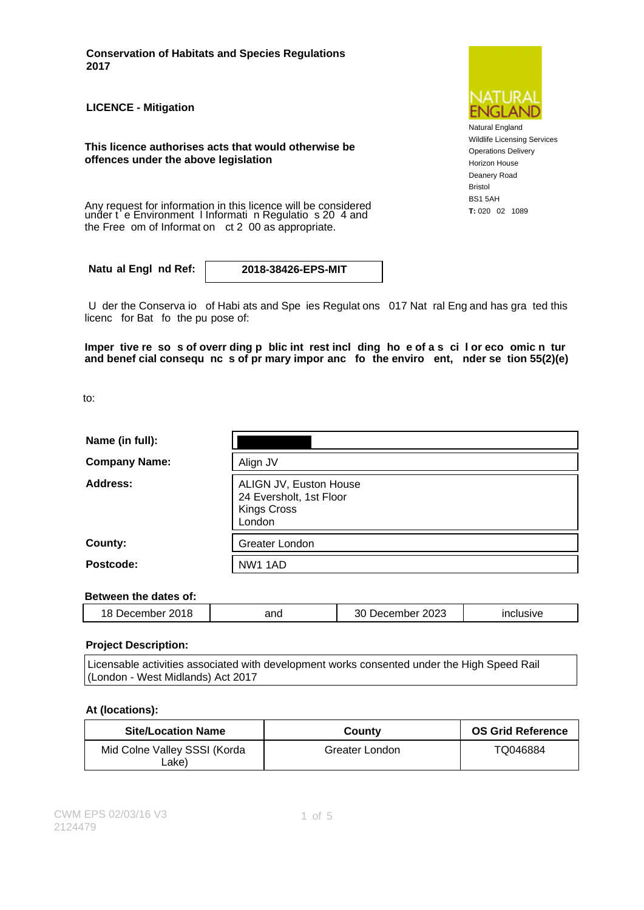**Conservation of Habitats and Species Regulations 2017**

**LICENCE - Mitigation**

**This licence authorises acts that would otherwise be offences under the above legislation**

Any request for information in this licence will be considered under t e Environment l Informati n Regulatio s 20 4 and the Free om of Informat on ct 2 00 as appropriate.

Natural England
Wildlife Licensing Services
Operations Delivery
Horizon House
Deanery Road
Bristol
BS1 5AH
**T:** 020 02 1089

| **Natu al Engl nd Ref:** | **2018-38426-EPS-MIT** |
|---|---|

U der the Conserva io of Habi ats and Spe ies Regulat ons 017 Nat ral Eng and has gra ted this licenc for Bat fo the pu pose of:

**Imper tive re so s of overr ding p blic int rest incl ding ho e of a s ci l or eco omic n tur and benef cial consequ nc s of pr mary impor anc fo the enviro ent, nder se tion 55(2)(e)**

to:

| | |
|---|---|
| **Name (in full):** | |
| **Company Name:** | Align JV |
| **Address:** | ALIGN JV, Euston House<br>24 Eversholt, 1st Floor<br>Kings Cross<br>London |
| **County:** | Greater London |
| **Postcode:** | NW1 1AD |

**Between the dates of:**

| 18 December 2018 | and | 30 December 2023 | inclusive |
|---|---|---|---|

**Project Description:**

Licensable activities associated with development works consented under the High Speed Rail (London - West Midlands) Act 2017

**At (locations):**

| Site/Location Name | County | OS Grid Reference |
|---|---|---|
| Mid Colne Valley SSSI (Korda Lake) | Greater London | TQ046884 |

CWM EPS 02/03/16 V3
2124479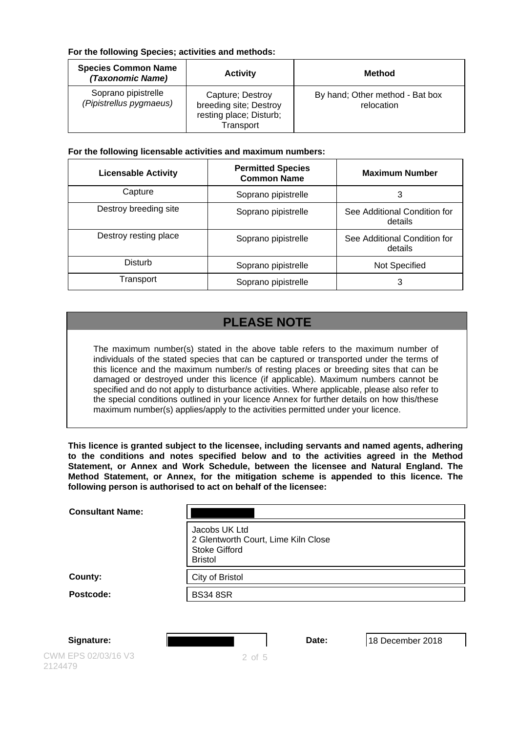**For the following Species; activities and methods:**

| **Species Common Name** ***(Taxonomic Name)*** | **Activity** | **Method** |
|---|---|---|
| Soprano pipistrelle *(Pipistrellus pygmaeus)* | Capture; Destroy breeding site; Destroy resting place; Disturb; Transport | By hand; Other method - Bat box relocation |

**For the following licensable activities and maximum numbers:**

| **Licensable Activity** | **Permitted Species Common Name** | **Maximum Number** |
|---|---|---|
| Capture | Soprano pipistrelle | 3 |
| Destroy breeding site | Soprano pipistrelle | See Additional Condition for details |
| Destroy resting place | Soprano pipistrelle | See Additional Condition for details |
| Disturb | Soprano pipistrelle | Not Specified |
| Transport | Soprano pipistrelle | 3 |

## PLEASE NOTE

The maximum number(s) stated in the above table refers to the maximum number of individuals of the stated species that can be captured or transported under the terms of this licence and the maximum number/s of resting places or breeding sites that can be damaged or destroyed under this licence (if applicable). Maximum numbers cannot be specified and do not apply to disturbance activities. Where applicable, please also refer to the special conditions outlined in your licence Annex for further details on how this/these maximum number(s) applies/apply to the activities permitted under your licence.

**This licence is granted subject to the licensee, including servants and named agents, adhering to the conditions and notes specified below and to the activities agreed in the Method Statement, or Annex and Work Schedule, between the licensee and Natural England. The Method Statement, or Annex, for the mitigation scheme is appended to this licence. The following person is authorised to act on behalf of the licensee:**

**Consultant Name:** [redacted]

Jacobs UK Ltd
2 Glentworth Court, Lime Kiln Close
Stoke Gifford
Bristol

**County:** City of Bristol

**Postcode:** BS34 8SR

**Signature:** [redacted] **Date:** 18 December 2018

CWM EPS 02/03/16 V3
2124479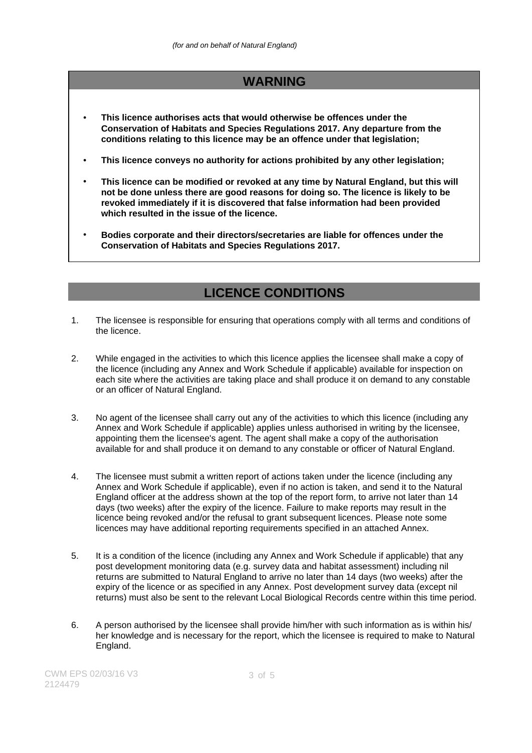*(for and on behalf of Natural England)*

## WARNING

- **This licence authorises acts that would otherwise be offences under the Conservation of Habitats and Species Regulations 2017. Any departure from the conditions relating to this licence may be an offence under that legislation;**
- **This licence conveys no authority for actions prohibited by any other legislation;**
- **This licence can be modified or revoked at any time by Natural England, but this will not be done unless there are good reasons for doing so. The licence is likely to be revoked immediately if it is discovered that false information had been provided which resulted in the issue of the licence.**
- **Bodies corporate and their directors/secretaries are liable for offences under the Conservation of Habitats and Species Regulations 2017.**

## LICENCE CONDITIONS

1. The licensee is responsible for ensuring that operations comply with all terms and conditions of the licence.

2. While engaged in the activities to which this licence applies the licensee shall make a copy of the licence (including any Annex and Work Schedule if applicable) available for inspection on each site where the activities are taking place and shall produce it on demand to any constable or an officer of Natural England.

3. No agent of the licensee shall carry out any of the activities to which this licence (including any Annex and Work Schedule if applicable) applies unless authorised in writing by the licensee, appointing them the licensee's agent. The agent shall make a copy of the authorisation available for and shall produce it on demand to any constable or officer of Natural England.

4. The licensee must submit a written report of actions taken under the licence (including any Annex and Work Schedule if applicable), even if no action is taken, and send it to the Natural England officer at the address shown at the top of the report form, to arrive not later than 14 days (two weeks) after the expiry of the licence. Failure to make reports may result in the licence being revoked and/or the refusal to grant subsequent licences. Please note some licences may have additional reporting requirements specified in an attached Annex.

5. It is a condition of the licence (including any Annex and Work Schedule if applicable) that any post development monitoring data (e.g. survey data and habitat assessment) including nil returns are submitted to Natural England to arrive no later than 14 days (two weeks) after the expiry of the licence or as specified in any Annex. Post development survey data (except nil returns) must also be sent to the relevant Local Biological Records centre within this time period.

6. A person authorised by the licensee shall provide him/her with such information as is within his/her knowledge and is necessary for the report, which the licensee is required to make to Natural England.

CWM EPS 02/03/16 V3
2124479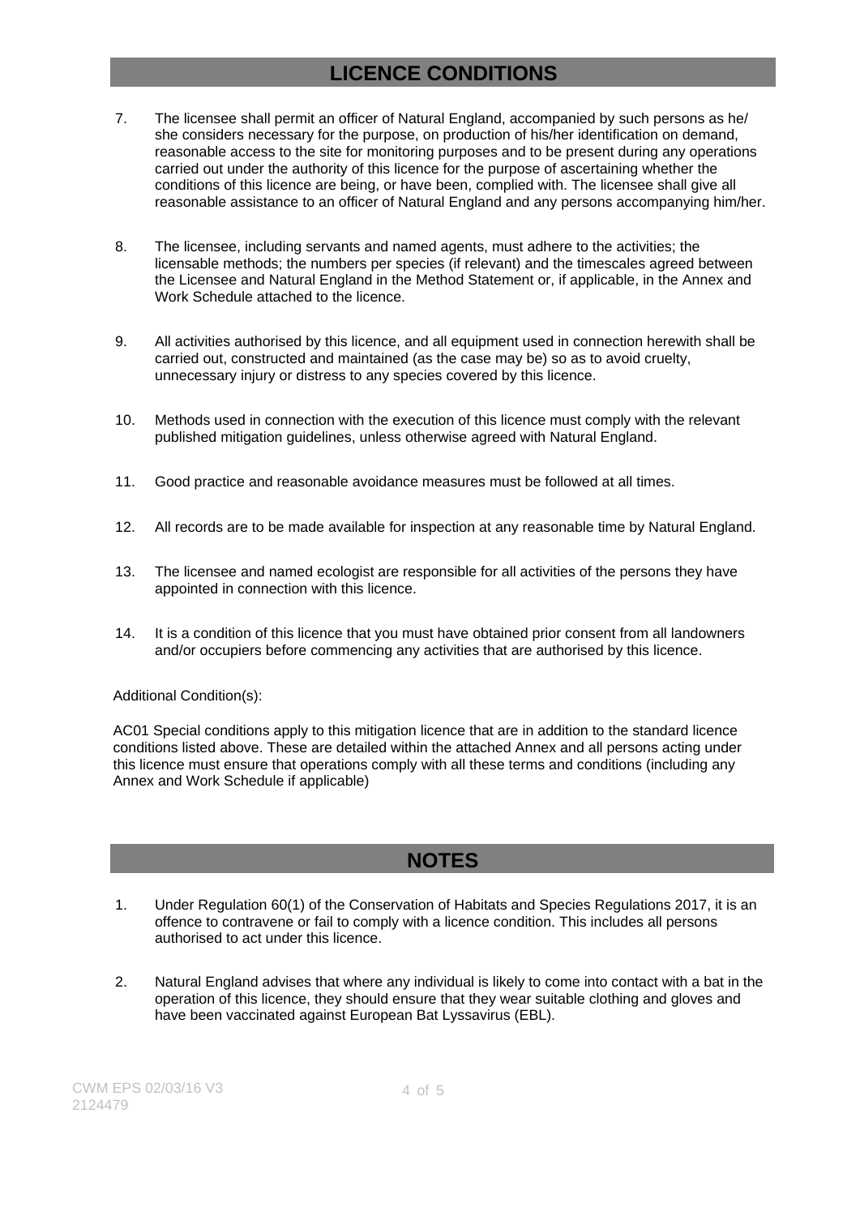## LICENCE CONDITIONS

7. The licensee shall permit an officer of Natural England, accompanied by such persons as he/ she considers necessary for the purpose, on production of his/her identification on demand, reasonable access to the site for monitoring purposes and to be present during any operations carried out under the authority of this licence for the purpose of ascertaining whether the conditions of this licence are being, or have been, complied with. The licensee shall give all reasonable assistance to an officer of Natural England and any persons accompanying him/her.

8. The licensee, including servants and named agents, must adhere to the activities; the licensable methods; the numbers per species (if relevant) and the timescales agreed between the Licensee and Natural England in the Method Statement or, if applicable, in the Annex and Work Schedule attached to the licence.

9. All activities authorised by this licence, and all equipment used in connection herewith shall be carried out, constructed and maintained (as the case may be) so as to avoid cruelty, unnecessary injury or distress to any species covered by this licence.

10. Methods used in connection with the execution of this licence must comply with the relevant published mitigation guidelines, unless otherwise agreed with Natural England.

11. Good practice and reasonable avoidance measures must be followed at all times.

12. All records are to be made available for inspection at any reasonable time by Natural England.

13. The licensee and named ecologist are responsible for all activities of the persons they have appointed in connection with this licence.

14. It is a condition of this licence that you must have obtained prior consent from all landowners and/or occupiers before commencing any activities that are authorised by this licence.

Additional Condition(s):

AC01 Special conditions apply to this mitigation licence that are in addition to the standard licence conditions listed above. These are detailed within the attached Annex and all persons acting under this licence must ensure that operations comply with all these terms and conditions (including any Annex and Work Schedule if applicable)

## NOTES

1. Under Regulation 60(1) of the Conservation of Habitats and Species Regulations 2017, it is an offence to contravene or fail to comply with a licence condition. This includes all persons authorised to act under this licence.

2. Natural England advises that where any individual is likely to come into contact with a bat in the operation of this licence, they should ensure that they wear suitable clothing and gloves and have been vaccinated against European Bat Lyssavirus (EBL).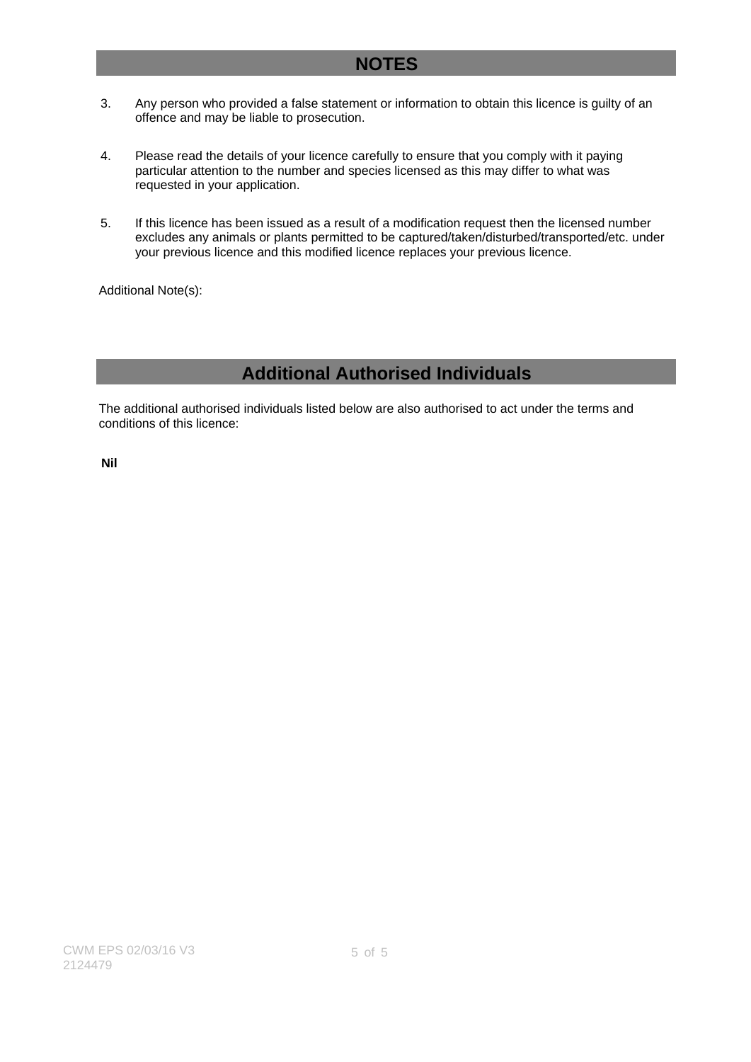## NOTES

3. Any person who provided a false statement or information to obtain this licence is guilty of an offence and may be liable to prosecution.

4. Please read the details of your licence carefully to ensure that you comply with it paying particular attention to the number and species licensed as this may differ to what was requested in your application.

5. If this licence has been issued as a result of a modification request then the licensed number excludes any animals or plants permitted to be captured/taken/disturbed/transported/etc. under your previous licence and this modified licence replaces your previous licence.

Additional Note(s):

## Additional Authorised Individuals

The additional authorised individuals listed below are also authorised to act under the terms and conditions of this licence:

**Nil**

CWM EPS 02/03/16 V3
2124479